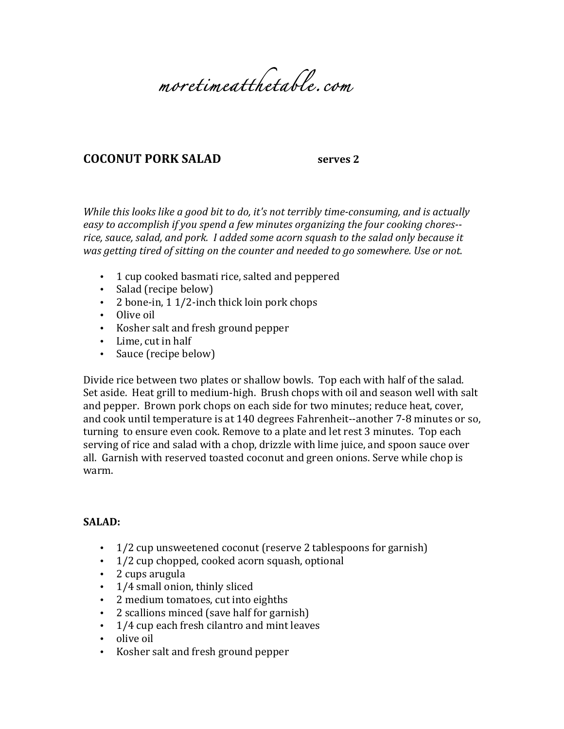*moretimeatthetable.com*

## COCONUT PORK SALAD — serves 2

*While this looks like a good bit to do, it's not terribly time-consuming, and is actually easy to accomplish if you spend a few minutes organizing the four cooking chores--rice, sauce, salad, and pork. I added some acorn squash to the salad only because it was getting tired of sitting on the counter and needed to go somewhere. Use or not.*

- 1 cup cooked basmati rice, salted and peppered
- Salad (recipe below)
- 2 bone-in, 1 1/2-inch thick loin pork chops
- Olive oil
- Kosher salt and fresh ground pepper
- Lime, cut in half
- Sauce (recipe below)

Divide rice between two plates or shallow bowls. Top each with half of the salad. Set aside. Heat grill to medium-high. Brush chops with oil and season well with salt and pepper. Brown pork chops on each side for two minutes; reduce heat, cover, and cook until temperature is at 140 degrees Fahrenheit--another 7-8 minutes or so, turning to ensure even cook. Remove to a plate and let rest 3 minutes. Top each serving of rice and salad with a chop, drizzle with lime juice, and spoon sauce over all. Garnish with reserved toasted coconut and green onions. Serve while chop is warm.

**SALAD:**

- 1/2 cup unsweetened coconut (reserve 2 tablespoons for garnish)
- 1/2 cup chopped, cooked acorn squash, optional
- 2 cups arugula
- 1/4 small onion, thinly sliced
- 2 medium tomatoes, cut into eighths
- 2 scallions minced (save half for garnish)
- 1/4 cup each fresh cilantro and mint leaves
- olive oil
- Kosher salt and fresh ground pepper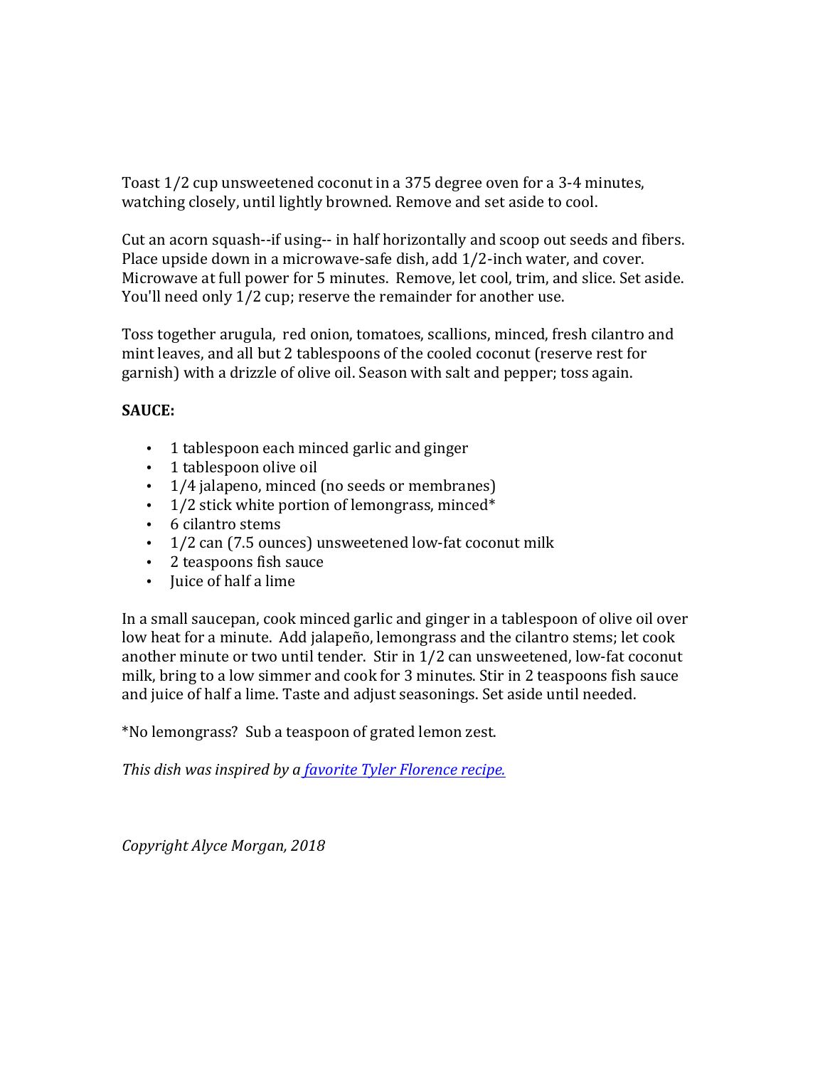Toast 1/2 cup unsweetened coconut in a 375 degree oven for a 3-4 minutes, watching closely, until lightly browned. Remove and set aside to cool.

Cut an acorn squash--if using-- in half horizontally and scoop out seeds and fibers. Place upside down in a microwave-safe dish, add 1/2-inch water, and cover. Microwave at full power for 5 minutes. Remove, let cool, trim, and slice. Set aside. You'll need only 1/2 cup; reserve the remainder for another use.

Toss together arugula, red onion, tomatoes, scallions, minced, fresh cilantro and mint leaves, and all but 2 tablespoons of the cooled coconut (reserve rest for garnish) with a drizzle of olive oil. Season with salt and pepper; toss again.

**SAUCE:**

- 1 tablespoon each minced garlic and ginger
- 1 tablespoon olive oil
- 1/4 jalapeno, minced (no seeds or membranes)
- 1/2 stick white portion of lemongrass, minced*
- 6 cilantro stems
- 1/2 can (7.5 ounces) unsweetened low-fat coconut milk
- 2 teaspoons fish sauce
- Juice of half a lime

In a small saucepan, cook minced garlic and ginger in a tablespoon of olive oil over low heat for a minute. Add jalapeño, lemongrass and the cilantro stems; let cook another minute or two until tender. Stir in 1/2 can unsweetened, low-fat coconut milk, bring to a low simmer and cook for 3 minutes. Stir in 2 teaspoons fish sauce and juice of half a lime. Taste and adjust seasonings. Set aside until needed.

*No lemongrass? Sub a teaspoon of grated lemon zest.

*This dish was inspired by a favorite Tyler Florence recipe.*

*Copyright Alyce Morgan, 2018*